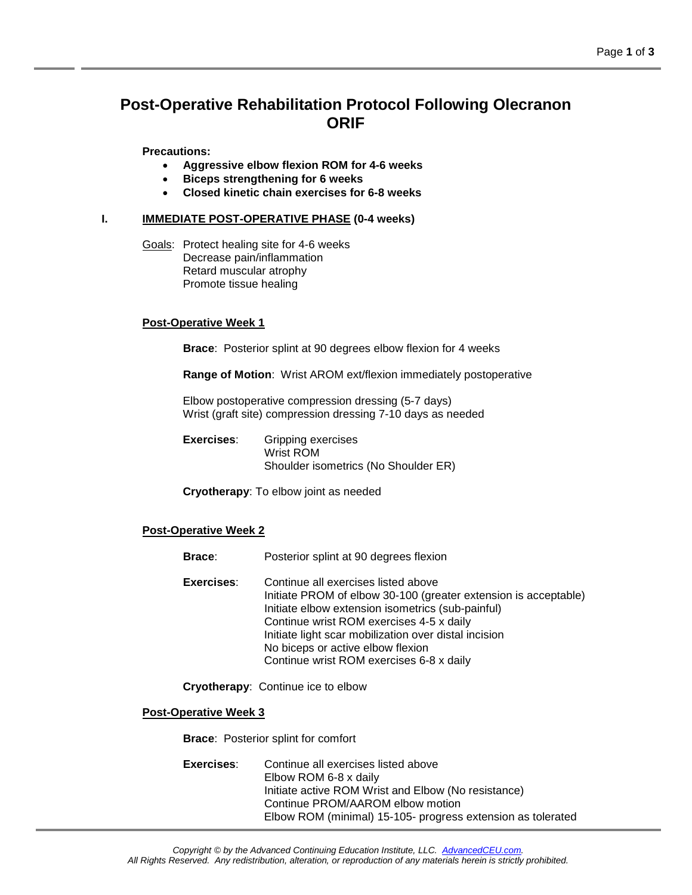# Post-Operative Rehabilitation Protocol Following Olecranon ORIF

**Precautions:**

- **Aggressive elbow flexion ROM for 4-6 weeks**
- **Biceps strengthening for 6 weeks**
- **Closed kinetic chain exercises for 6-8 weeks**

## I. IMMEDIATE POST-OPERATIVE PHASE (0-4 weeks)

Goals: Protect healing site for 4-6 weeks
Decrease pain/inflammation
Retard muscular atrophy
Promote tissue healing

### Post-Operative Week 1

**Brace**: Posterior splint at 90 degrees elbow flexion for 4 weeks

**Range of Motion**: Wrist AROM ext/flexion immediately postoperative

Elbow postoperative compression dressing (5-7 days)
Wrist (graft site) compression dressing 7-10 days as needed

**Exercises**:
- Gripping exercises
- Wrist ROM
- Shoulder isometrics (No Shoulder ER)

**Cryotherapy**: To elbow joint as needed

### Post-Operative Week 2

**Brace**: Posterior splint at 90 degrees flexion

**Exercises**:
- Continue all exercises listed above
- Initiate PROM of elbow 30-100 (greater extension is acceptable)
- Initiate elbow extension isometrics (sub-painful)
- Continue wrist ROM exercises 4-5 x daily
- Initiate light scar mobilization over distal incision
- No biceps or active elbow flexion
- Continue wrist ROM exercises 6-8 x daily

**Cryotherapy**: Continue ice to elbow

### Post-Operative Week 3

**Brace**: Posterior splint for comfort

**Exercises**:
- Continue all exercises listed above
- Elbow ROM 6-8 x daily
- Initiate active ROM Wrist and Elbow (No resistance)
- Continue PROM/AAROM elbow motion
- Elbow ROM (minimal) 15-105- progress extension as tolerated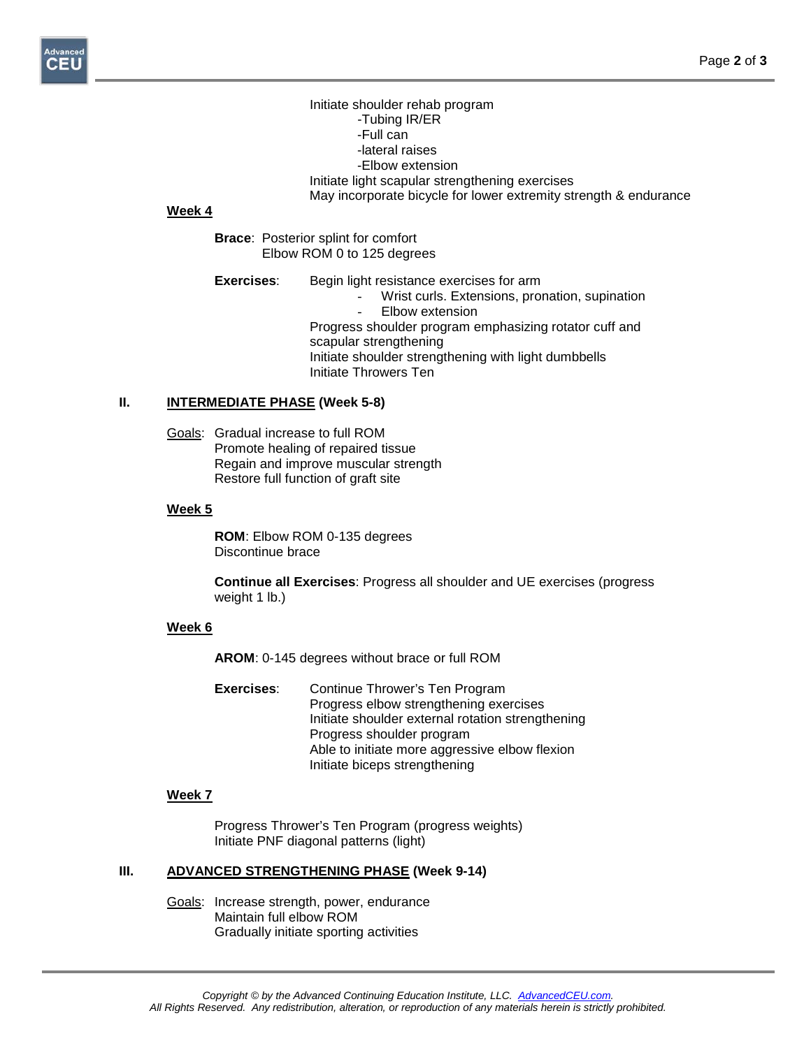Initiate shoulder rehab program
- -Tubing IR/ER
- -Full can
- -lateral raises
- -Elbow extension

Initiate light scapular strengthening exercises
May incorporate bicycle for lower extremity strength & endurance

**Week 4**

**Brace**: Posterior splint for comfort
Elbow ROM 0 to 125 degrees

**Exercises**: Begin light resistance exercises for arm
- Wrist curls. Extensions, pronation, supination
- Elbow extension

Progress shoulder program emphasizing rotator cuff and scapular strengthening
Initiate shoulder strengthening with light dumbbells
Initiate Throwers Ten

## II. INTERMEDIATE PHASE (Week 5-8)

Goals: Gradual increase to full ROM
Promote healing of repaired tissue
Regain and improve muscular strength
Restore full function of graft site

**Week 5**

**ROM**: Elbow ROM 0-135 degrees
Discontinue brace

**Continue all Exercises**: Progress all shoulder and UE exercises (progress weight 1 lb.)

**Week 6**

**AROM**: 0-145 degrees without brace or full ROM

**Exercises**: Continue Thrower's Ten Program
Progress elbow strengthening exercises
Initiate shoulder external rotation strengthening
Progress shoulder program
Able to initiate more aggressive elbow flexion
Initiate biceps strengthening

**Week 7**

Progress Thrower's Ten Program (progress weights)
Initiate PNF diagonal patterns (light)

## III. ADVANCED STRENGTHENING PHASE (Week 9-14)

Goals: Increase strength, power, endurance
Maintain full elbow ROM
Gradually initiate sporting activities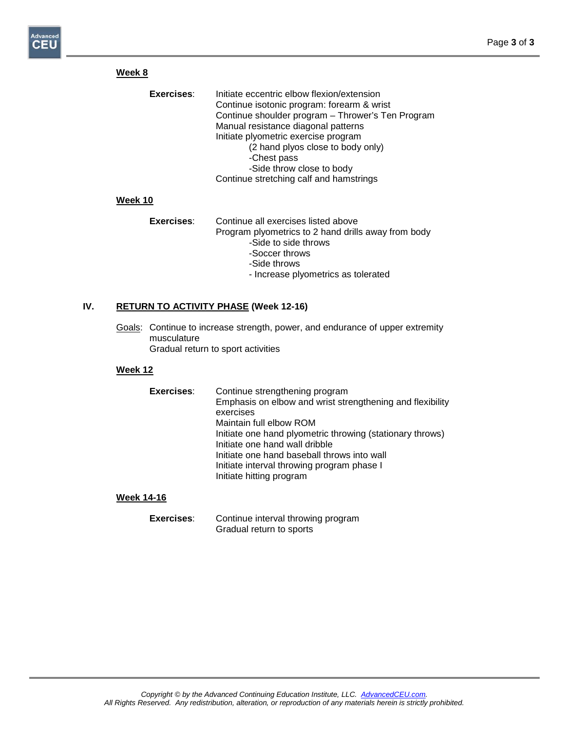**Week 8**

**Exercises**: Initiate eccentric elbow flexion/extension
Continue isotonic program: forearm & wrist
Continue shoulder program – Thrower's Ten Program
Manual resistance diagonal patterns
Initiate plyometric exercise program
(2 hand plyos close to body only)
-Chest pass
-Side throw close to body
Continue stretching calf and hamstrings

**Week 10**

**Exercises**: Continue all exercises listed above
Program plyometrics to 2 hand drills away from body
-Side to side throws
-Soccer throws
-Side throws
- Increase plyometrics as tolerated

## IV. RETURN TO ACTIVITY PHASE (Week 12-16)

Goals: Continue to increase strength, power, and endurance of upper extremity musculature
Gradual return to sport activities

**Week 12**

**Exercises**: Continue strengthening program
Emphasis on elbow and wrist strengthening and flexibility exercises
Maintain full elbow ROM
Initiate one hand plyometric throwing (stationary throws)
Initiate one hand wall dribble
Initiate one hand baseball throws into wall
Initiate interval throwing program phase I
Initiate hitting program

**Week 14-16**

**Exercises**: Continue interval throwing program
Gradual return to sports

*Copyright © by the Advanced Continuing Education Institute, LLC. AdvancedCEU.com.*
*All Rights Reserved. Any redistribution, alteration, or reproduction of any materials herein is strictly prohibited.*